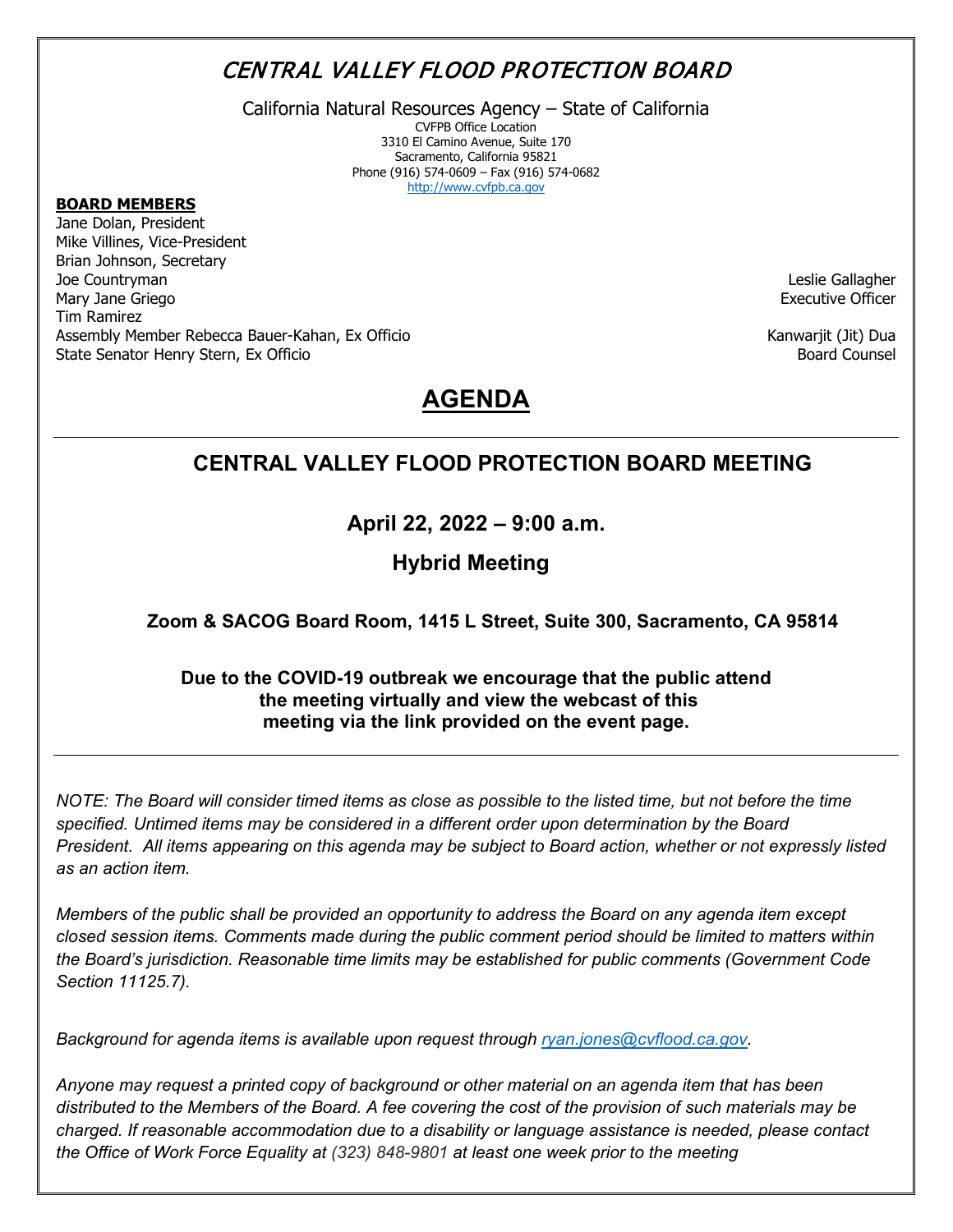# CENTRAL VALLEY FLOOD PROTECTION BOARD

California Natural Resources Agency – State of California

CVFPB Office Location
3310 El Camino Avenue, Suite 170
Sacramento, California 95821
Phone (916) 574-0609 – Fax (916) 574-0682
http://www.cvfpb.ca.gov

**BOARD MEMBERS**

Jane Dolan, President
Mike Villines, Vice-President
Brian Johnson, Secretary
Joe Countryman
Mary Jane Griego
Tim Ramirez
Assembly Member Rebecca Bauer-Kahan, Ex Officio
State Senator Henry Stern, Ex Officio

Leslie Gallagher
Executive Officer

Kanwarjit (Jit) Dua
Board Counsel

# AGENDA

## CENTRAL VALLEY FLOOD PROTECTION BOARD MEETING

### April 22, 2022 – 9:00 a.m.

### Hybrid Meeting

**Zoom & SACOG Board Room, 1415 L Street, Suite 300, Sacramento, CA 95814**

**Due to the COVID-19 outbreak we encourage that the public attend the meeting virtually and view the webcast of this meeting via the link provided on the event page.**

---

*NOTE: The Board will consider timed items as close as possible to the listed time, but not before the time specified. Untimed items may be considered in a different order upon determination by the Board President. All items appearing on this agenda may be subject to Board action, whether or not expressly listed as an action item.*

*Members of the public shall be provided an opportunity to address the Board on any agenda item except closed session items. Comments made during the public comment period should be limited to matters within the Board's jurisdiction. Reasonable time limits may be established for public comments (Government Code Section 11125.7).*

*Background for agenda items is available upon request through ryan.jones@cvflood.ca.gov.*

*Anyone may request a printed copy of background or other material on an agenda item that has been distributed to the Members of the Board. A fee covering the cost of the provision of such materials may be charged. If reasonable accommodation due to a disability or language assistance is needed, please contact the Office of Work Force Equality at (323) 848-9801 at least one week prior to the meeting*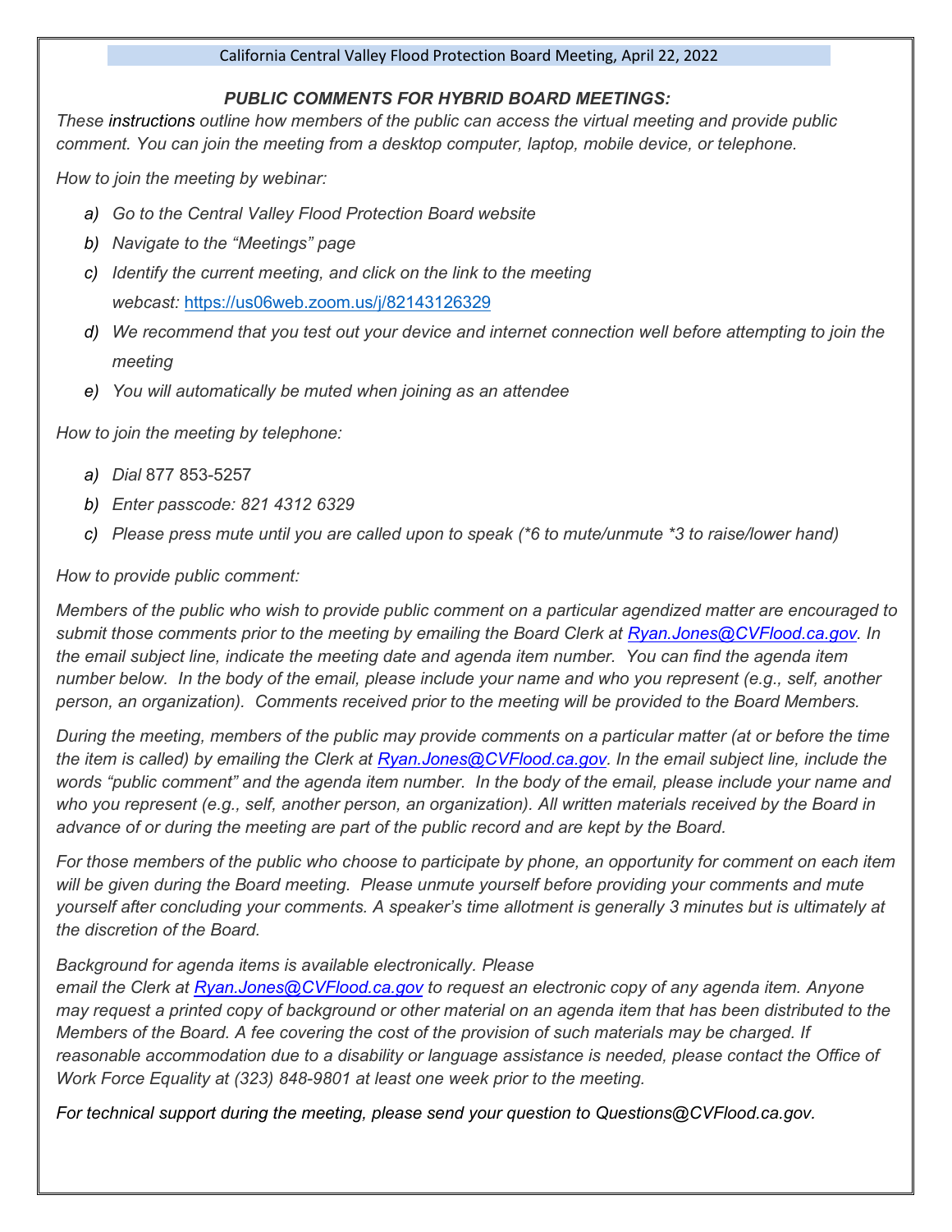California Central Valley Flood Protection Board Meeting, April 22, 2022

***PUBLIC COMMENTS FOR HYBRID BOARD MEETINGS:***

*These* instructions *outline how members of the public can access the virtual meeting and provide public comment. You can join the meeting from a desktop computer, laptop, mobile device, or telephone.*

*How to join the meeting by webinar:*

*a) Go to the Central Valley Flood Protection Board website*

*b) Navigate to the "Meetings" page*

*c) Identify the current meeting, and click on the link to the meeting webcast:* https://us06web.zoom.us/j/82143126329

*d) We recommend that you test out your device and internet connection well before attempting to join the meeting*

*e) You will automatically be muted when joining as an attendee*

*How to join the meeting by telephone:*

*a) Dial* 877 853-5257

*b) Enter passcode: 821 4312 6329*

*c) Please press mute until you are called upon to speak (*6 to mute/unmute *3 to raise/lower hand)*

*How to provide public comment:*

*Members of the public who wish to provide public comment on a particular agendized matter are encouraged to submit those comments prior to the meeting by emailing the Board Clerk at* Ryan.Jones@CVFlood.ca.gov*. In the email subject line, indicate the meeting date and agenda item number. You can find the agenda item number below. In the body of the email, please include your name and who you represent (e.g., self, another person, an organization). Comments received prior to the meeting will be provided to the Board Members.*

*During the meeting, members of the public may provide comments on a particular matter (at or before the time the item is called) by emailing the Clerk at* Ryan.Jones@CVFlood.ca.gov*. In the email subject line, include the words "public comment" and the agenda item number. In the body of the email, please include your name and who you represent (e.g., self, another person, an organization). All written materials received by the Board in advance of or during the meeting are part of the public record and are kept by the Board.*

*For those members of the public who choose to participate by phone, an opportunity for comment on each item will be given during the Board meeting. Please unmute yourself before providing your comments and mute yourself after concluding your comments. A speaker's time allotment is generally 3 minutes but is ultimately at the discretion of the Board.*

*Background for agenda items is available electronically. Please email the Clerk at* Ryan.Jones@CVFlood.ca.gov *to request an electronic copy of any agenda item. Anyone may request a printed copy of background or other material on an agenda item that has been distributed to the Members of the Board. A fee covering the cost of the provision of such materials may be charged. If reasonable accommodation due to a disability or language assistance is needed, please contact the Office of Work Force Equality at (323) 848-9801 at least one week prior to the meeting.*

*For technical support during the meeting, please send your question to Questions@CVFlood.ca.gov.*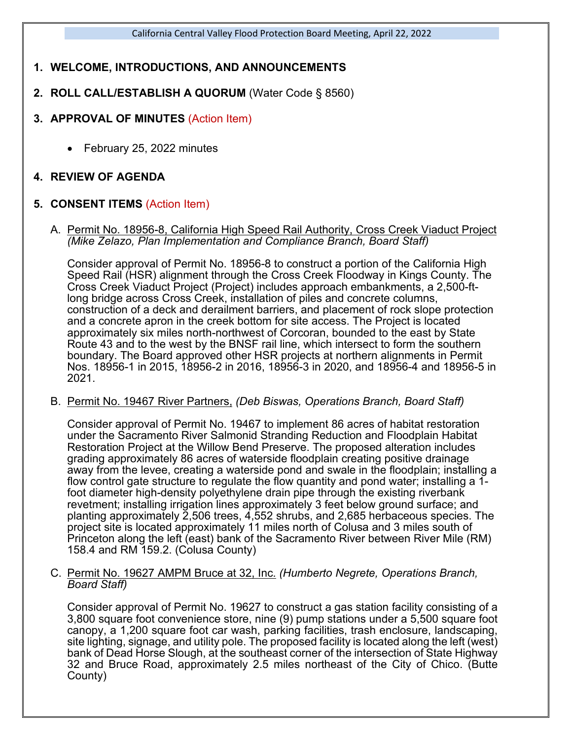1. **WELCOME, INTRODUCTIONS, AND ANNOUNCEMENTS**

2. **ROLL CALL/ESTABLISH A QUORUM** (Water Code § 8560)

3. **APPROVAL OF MINUTES** (Action Item)

   - February 25, 2022 minutes

4. **REVIEW OF AGENDA**

5. **CONSENT ITEMS** (Action Item)

   A. Permit No. 18956-8, California High Speed Rail Authority, Cross Creek Viaduct Project *(Mike Zelazo, Plan Implementation and Compliance Branch, Board Staff)*

   Consider approval of Permit No. 18956-8 to construct a portion of the California High Speed Rail (HSR) alignment through the Cross Creek Floodway in Kings County. The Cross Creek Viaduct Project (Project) includes approach embankments, a 2,500-ft-long bridge across Cross Creek, installation of piles and concrete columns, construction of a deck and derailment barriers, and placement of rock slope protection and a concrete apron in the creek bottom for site access. The Project is located approximately six miles north-northwest of Corcoran, bounded to the east by State Route 43 and to the west by the BNSF rail line, which intersect to form the southern boundary. The Board approved other HSR projects at northern alignments in Permit Nos. 18956-1 in 2015, 18956-2 in 2016, 18956-3 in 2020, and 18956-4 and 18956-5 in 2021.

   B. Permit No. 19467 River Partners, *(Deb Biswas, Operations Branch, Board Staff)*

   Consider approval of Permit No. 19467 to implement 86 acres of habitat restoration under the Sacramento River Salmonid Stranding Reduction and Floodplain Habitat Restoration Project at the Willow Bend Preserve. The proposed alteration includes grading approximately 86 acres of waterside floodplain creating positive drainage away from the levee, creating a waterside pond and swale in the floodplain; installing a flow control gate structure to regulate the flow quantity and pond water; installing a 1-foot diameter high-density polyethylene drain pipe through the existing riverbank revetment; installing irrigation lines approximately 3 feet below ground surface; and planting approximately 2,506 trees, 4,552 shrubs, and 2,685 herbaceous species. The project site is located approximately 11 miles north of Colusa and 3 miles south of Princeton along the left (east) bank of the Sacramento River between River Mile (RM) 158.4 and RM 159.2. (Colusa County)

   C. Permit No. 19627 AMPM Bruce at 32, Inc. *(Humberto Negrete, Operations Branch, Board Staff)*

   Consider approval of Permit No. 19627 to construct a gas station facility consisting of a 3,800 square foot convenience store, nine (9) pump stations under a 5,500 square foot canopy, a 1,200 square foot car wash, parking facilities, trash enclosure, landscaping, site lighting, signage, and utility pole. The proposed facility is located along the left (west) bank of Dead Horse Slough, at the southeast corner of the intersection of State Highway 32 and Bruce Road, approximately 2.5 miles northeast of the City of Chico. (Butte County)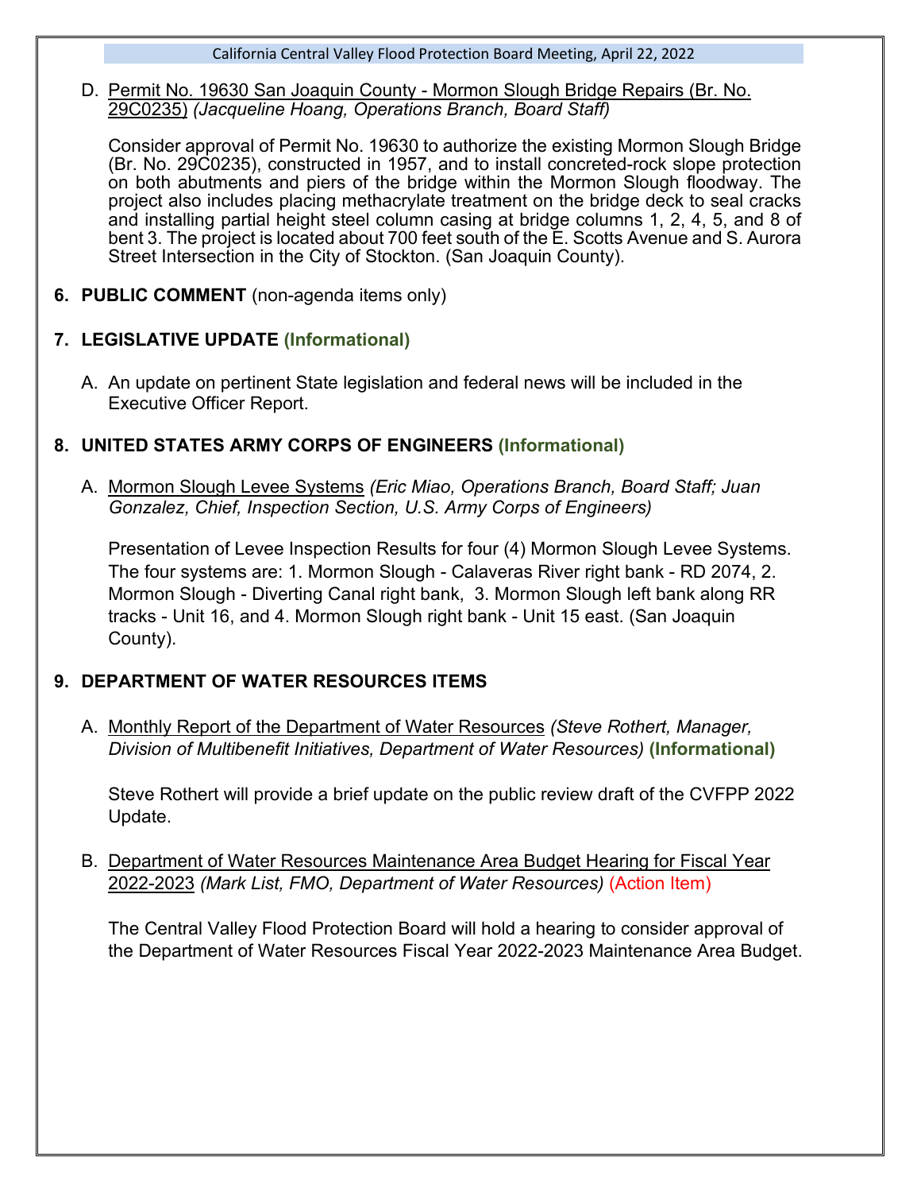D. <u>Permit No. 19630 San Joaquin County - Mormon Slough Bridge Repairs (Br. No. 29C0235)</u> *(Jacqueline Hoang, Operations Branch, Board Staff)*

   Consider approval of Permit No. 19630 to authorize the existing Mormon Slough Bridge (Br. No. 29C0235), constructed in 1957, and to install concreted-rock slope protection on both abutments and piers of the bridge within the Mormon Slough floodway. The project also includes placing methacrylate treatment on the bridge deck to seal cracks and installing partial height steel column casing at bridge columns 1, 2, 4, 5, and 8 of bent 3. The project is located about 700 feet south of the E. Scotts Avenue and S. Aurora Street Intersection in the City of Stockton. (San Joaquin County).

**6. PUBLIC COMMENT** (non-agenda items only)

**7. LEGISLATIVE UPDATE (Informational)**

A. An update on pertinent State legislation and federal news will be included in the Executive Officer Report.

**8. UNITED STATES ARMY CORPS OF ENGINEERS (Informational)**

A. <u>Mormon Slough Levee Systems</u> *(Eric Miao, Operations Branch, Board Staff; Juan Gonzalez, Chief, Inspection Section, U.S. Army Corps of Engineers)*

   Presentation of Levee Inspection Results for four (4) Mormon Slough Levee Systems. The four systems are: 1. Mormon Slough - Calaveras River right bank - RD 2074, 2. Mormon Slough - Diverting Canal right bank, 3. Mormon Slough left bank along RR tracks - Unit 16, and 4. Mormon Slough right bank - Unit 15 east. (San Joaquin County).

**9. DEPARTMENT OF WATER RESOURCES ITEMS**

A. <u>Monthly Report of the Department of Water Resources</u> *(Steve Rothert, Manager, Division of Multibenefit Initiatives, Department of Water Resources)* **(Informational)**

   Steve Rothert will provide a brief update on the public review draft of the CVFPP 2022 Update.

B. <u>Department of Water Resources Maintenance Area Budget Hearing for Fiscal Year 2022-2023</u> *(Mark List, FMO, Department of Water Resources)* (Action Item)

   The Central Valley Flood Protection Board will hold a hearing to consider approval of the Department of Water Resources Fiscal Year 2022-2023 Maintenance Area Budget.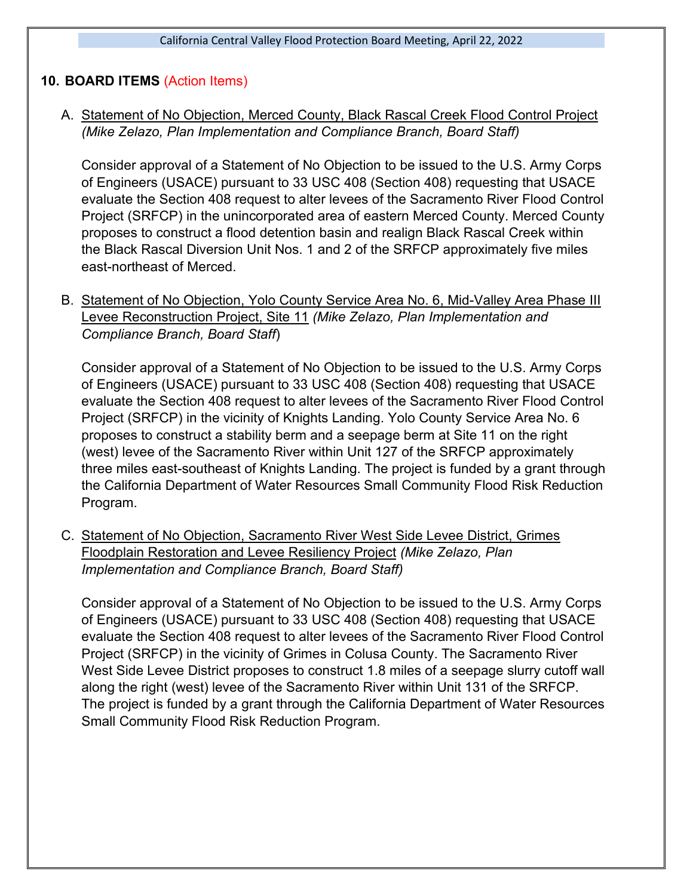## 10. BOARD ITEMS (Action Items)

A. Statement of No Objection, Merced County, Black Rascal Creek Flood Control Project *(Mike Zelazo, Plan Implementation and Compliance Branch, Board Staff)*

Consider approval of a Statement of No Objection to be issued to the U.S. Army Corps of Engineers (USACE) pursuant to 33 USC 408 (Section 408) requesting that USACE evaluate the Section 408 request to alter levees of the Sacramento River Flood Control Project (SRFCP) in the unincorporated area of eastern Merced County. Merced County proposes to construct a flood detention basin and realign Black Rascal Creek within the Black Rascal Diversion Unit Nos. 1 and 2 of the SRFCP approximately five miles east-northeast of Merced.

B. Statement of No Objection, Yolo County Service Area No. 6, Mid-Valley Area Phase III Levee Reconstruction Project, Site 11 *(Mike Zelazo, Plan Implementation and Compliance Branch, Board Staff)*

Consider approval of a Statement of No Objection to be issued to the U.S. Army Corps of Engineers (USACE) pursuant to 33 USC 408 (Section 408) requesting that USACE evaluate the Section 408 request to alter levees of the Sacramento River Flood Control Project (SRFCP) in the vicinity of Knights Landing. Yolo County Service Area No. 6 proposes to construct a stability berm and a seepage berm at Site 11 on the right (west) levee of the Sacramento River within Unit 127 of the SRFCP approximately three miles east-southeast of Knights Landing. The project is funded by a grant through the California Department of Water Resources Small Community Flood Risk Reduction Program.

C. Statement of No Objection, Sacramento River West Side Levee District, Grimes Floodplain Restoration and Levee Resiliency Project *(Mike Zelazo, Plan Implementation and Compliance Branch, Board Staff)*

Consider approval of a Statement of No Objection to be issued to the U.S. Army Corps of Engineers (USACE) pursuant to 33 USC 408 (Section 408) requesting that USACE evaluate the Section 408 request to alter levees of the Sacramento River Flood Control Project (SRFCP) in the vicinity of Grimes in Colusa County. The Sacramento River West Side Levee District proposes to construct 1.8 miles of a seepage slurry cutoff wall along the right (west) levee of the Sacramento River within Unit 131 of the SRFCP. The project is funded by a grant through the California Department of Water Resources Small Community Flood Risk Reduction Program.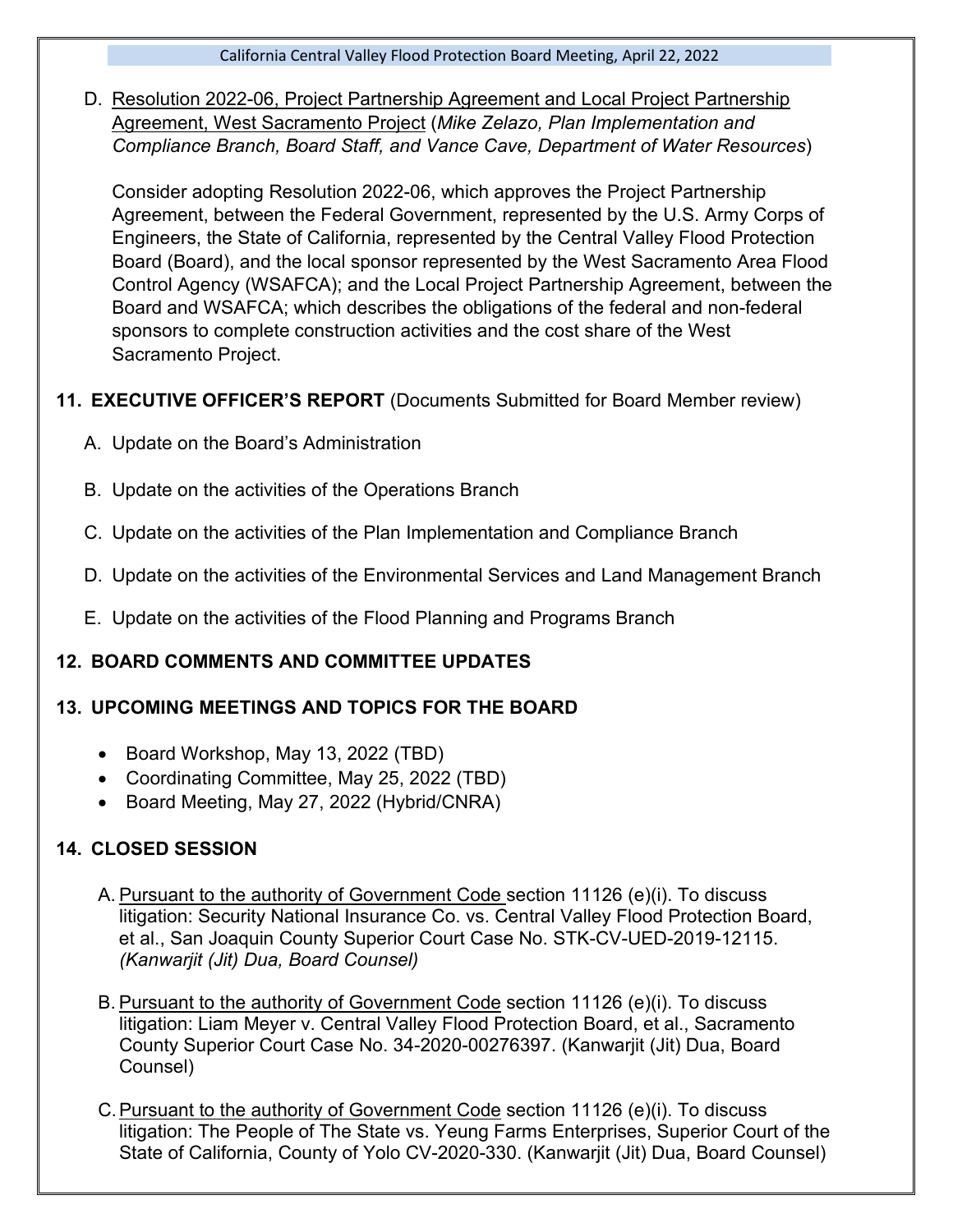D. Resolution 2022-06, Project Partnership Agreement and Local Project Partnership Agreement, West Sacramento Project (*Mike Zelazo, Plan Implementation and Compliance Branch, Board Staff, and Vance Cave, Department of Water Resources*)

Consider adopting Resolution 2022-06, which approves the Project Partnership Agreement, between the Federal Government, represented by the U.S. Army Corps of Engineers, the State of California, represented by the Central Valley Flood Protection Board (Board), and the local sponsor represented by the West Sacramento Area Flood Control Agency (WSAFCA); and the Local Project Partnership Agreement, between the Board and WSAFCA; which describes the obligations of the federal and non-federal sponsors to complete construction activities and the cost share of the West Sacramento Project.

## 11. EXECUTIVE OFFICER'S REPORT (Documents Submitted for Board Member review)

A. Update on the Board's Administration

B. Update on the activities of the Operations Branch

C. Update on the activities of the Plan Implementation and Compliance Branch

D. Update on the activities of the Environmental Services and Land Management Branch

E. Update on the activities of the Flood Planning and Programs Branch

## 12. BOARD COMMENTS AND COMMITTEE UPDATES

## 13. UPCOMING MEETINGS AND TOPICS FOR THE BOARD

- Board Workshop, May 13, 2022 (TBD)
- Coordinating Committee, May 25, 2022 (TBD)
- Board Meeting, May 27, 2022 (Hybrid/CNRA)

## 14. CLOSED SESSION

A. Pursuant to the authority of Government Code section 11126 (e)(i). To discuss litigation: Security National Insurance Co. vs. Central Valley Flood Protection Board, et al., San Joaquin County Superior Court Case No. STK-CV-UED-2019-12115. *(Kanwarjit (Jit) Dua, Board Counsel)*

B. Pursuant to the authority of Government Code section 11126 (e)(i). To discuss litigation: Liam Meyer v. Central Valley Flood Protection Board, et al., Sacramento County Superior Court Case No. 34-2020-00276397. (Kanwarjit (Jit) Dua, Board Counsel)

C. Pursuant to the authority of Government Code section 11126 (e)(i). To discuss litigation: The People of The State vs. Yeung Farms Enterprises, Superior Court of the State of California, County of Yolo CV-2020-330. (Kanwarjit (Jit) Dua, Board Counsel)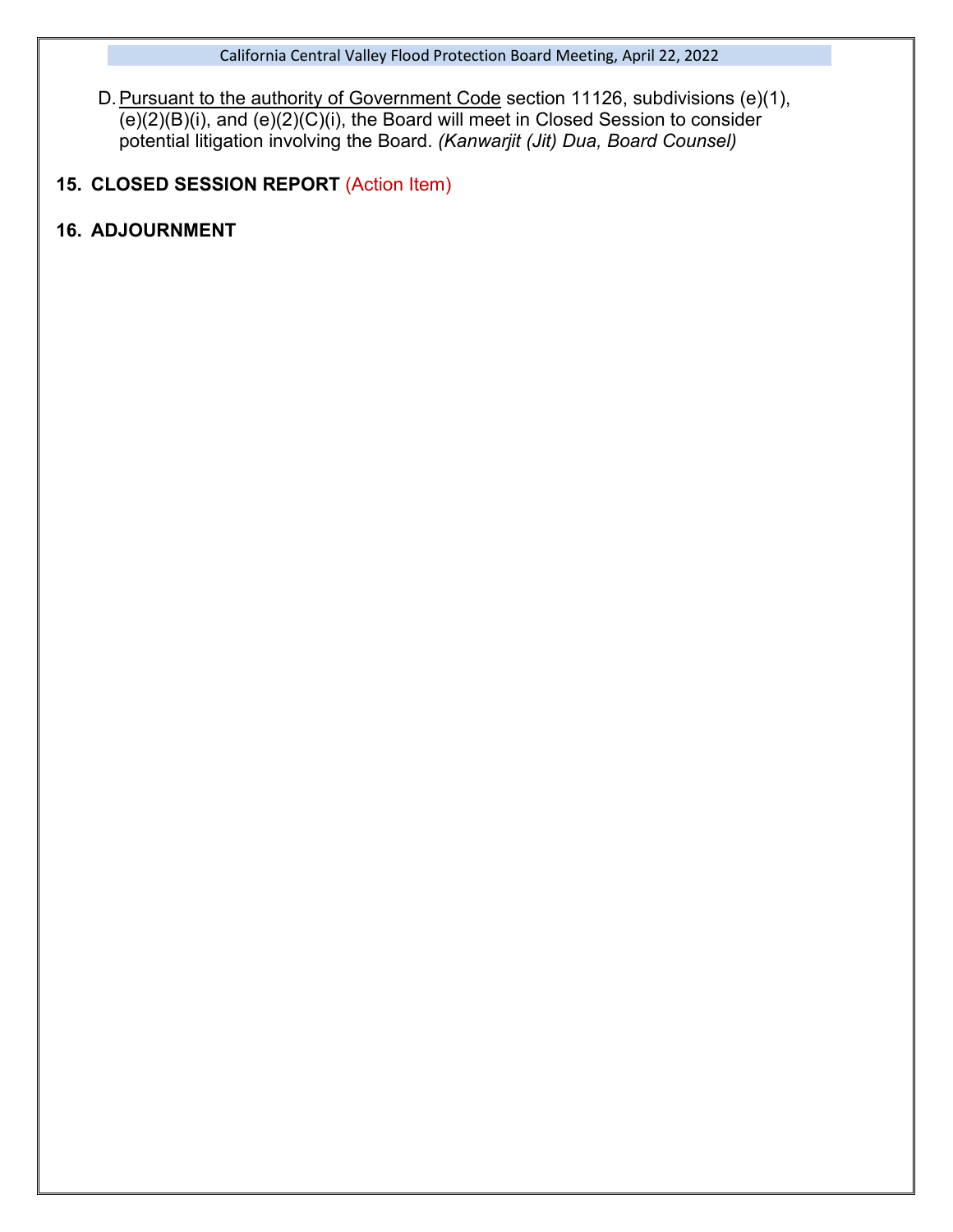D. Pursuant to the authority of Government Code section 11126, subdivisions (e)(1), (e)(2)(B)(i), and (e)(2)(C)(i), the Board will meet in Closed Session to consider potential litigation involving the Board. *(Kanwarjit (Jit) Dua, Board Counsel)*

**15. CLOSED SESSION REPORT** (Action Item)

**16. ADJOURNMENT**